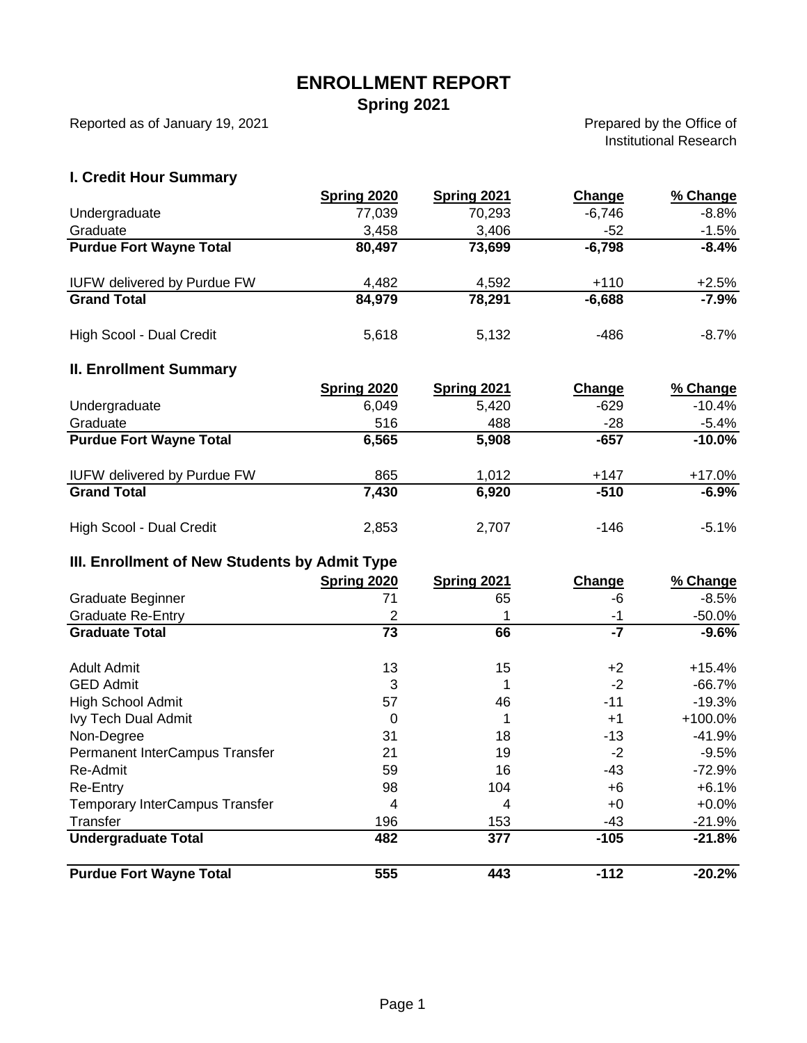# ENROLLMENT REPORT

## Spring 2021

Reported as of January 19, 2021

Prepared by the Office of Institutional Research

### I. Credit Hour Summary

| | Spring 2020 | Spring 2021 | Change | % Change |
|---|---|---|---|---|
| Undergraduate | 77,039 | 70,293 | -6,746 | -8.8% |
| Graduate | 3,458 | 3,406 | -52 | -1.5% |
| **Purdue Fort Wayne Total** | **80,497** | **73,699** | **-6,798** | **-8.4%** |
| IUFW delivered by Purdue FW | 4,482 | 4,592 | +110 | +2.5% |
| **Grand Total** | **84,979** | **78,291** | **-6,688** | **-7.9%** |
| High Scool - Dual Credit | 5,618 | 5,132 | -486 | -8.7% |

### II. Enrollment Summary

| | Spring 2020 | Spring 2021 | Change | % Change |
|---|---|---|---|---|
| Undergraduate | 6,049 | 5,420 | -629 | -10.4% |
| Graduate | 516 | 488 | -28 | -5.4% |
| **Purdue Fort Wayne Total** | **6,565** | **5,908** | **-657** | **-10.0%** |
| IUFW delivered by Purdue FW | 865 | 1,012 | +147 | +17.0% |
| **Grand Total** | **7,430** | **6,920** | **-510** | **-6.9%** |
| High Scool - Dual Credit | 2,853 | 2,707 | -146 | -5.1% |

### III. Enrollment of New Students by Admit Type

| | Spring 2020 | Spring 2021 | Change | % Change |
|---|---|---|---|---|
| Graduate Beginner | 71 | 65 | -6 | -8.5% |
| Graduate Re-Entry | 2 | 1 | -1 | -50.0% |
| **Graduate Total** | **73** | **66** | **-7** | **-9.6%** |
| Adult Admit | 13 | 15 | +2 | +15.4% |
| GED Admit | 3 | 1 | -2 | -66.7% |
| High School Admit | 57 | 46 | -11 | -19.3% |
| Ivy Tech Dual Admit | 0 | 1 | +1 | +100.0% |
| Non-Degree | 31 | 18 | -13 | -41.9% |
| Permanent InterCampus Transfer | 21 | 19 | -2 | -9.5% |
| Re-Admit | 59 | 16 | -43 | -72.9% |
| Re-Entry | 98 | 104 | +6 | +6.1% |
| Temporary InterCampus Transfer | 4 | 4 | +0 | +0.0% |
| Transfer | 196 | 153 | -43 | -21.9% |
| **Undergraduate Total** | **482** | **377** | **-105** | **-21.8%** |
| **Purdue Fort Wayne Total** | **555** | **443** | **-112** | **-20.2%** |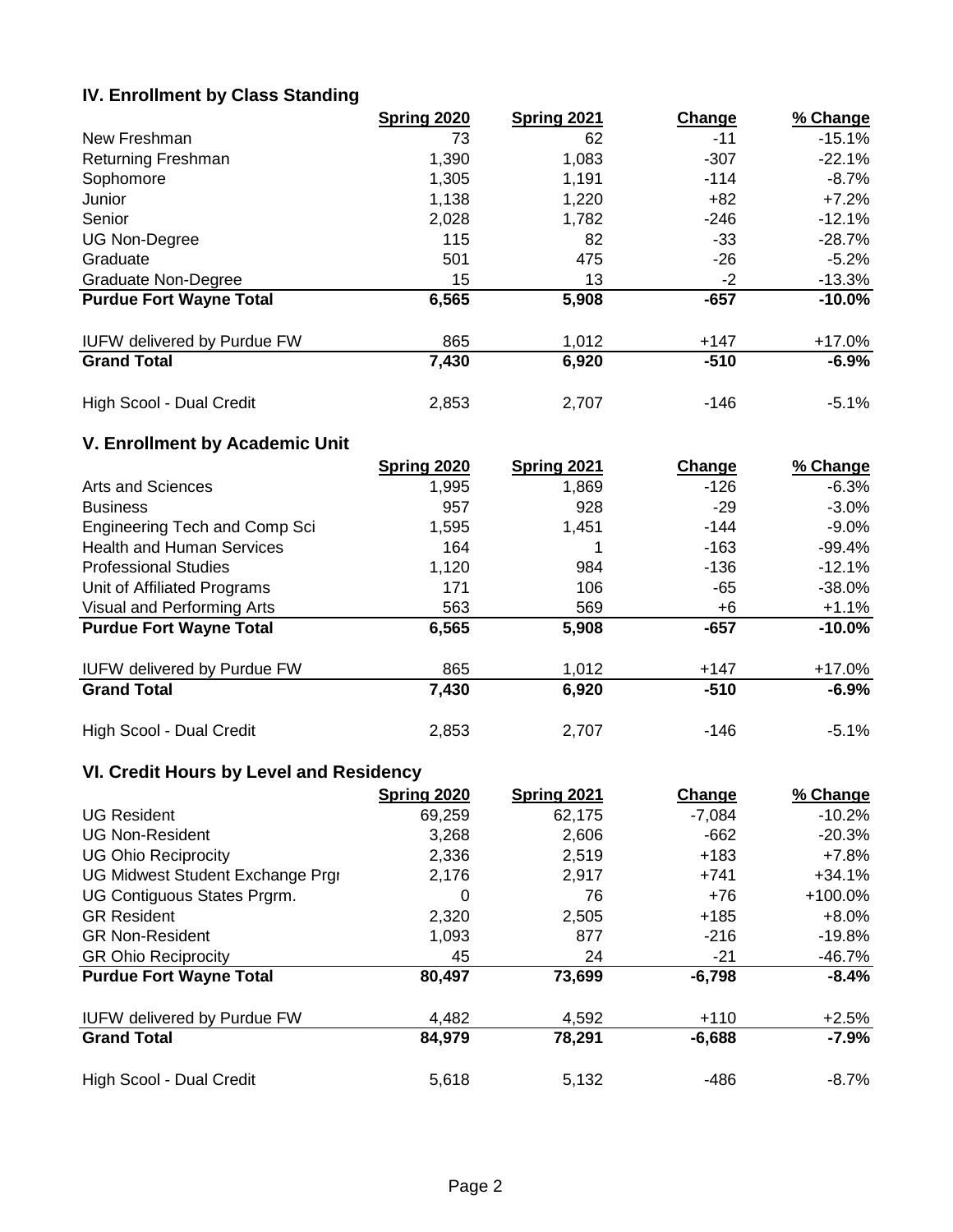### IV. Enrollment by Class Standing

| | Spring 2020 | Spring 2021 | Change | % Change |
|---|---|---|---|---|
| New Freshman | 73 | 62 | -11 | -15.1% |
| Returning Freshman | 1,390 | 1,083 | -307 | -22.1% |
| Sophomore | 1,305 | 1,191 | -114 | -8.7% |
| Junior | 1,138 | 1,220 | +82 | +7.2% |
| Senior | 2,028 | 1,782 | -246 | -12.1% |
| UG Non-Degree | 115 | 82 | -33 | -28.7% |
| Graduate | 501 | 475 | -26 | -5.2% |
| Graduate Non-Degree | 15 | 13 | -2 | -13.3% |
| **Purdue Fort Wayne Total** | **6,565** | **5,908** | **-657** | **-10.0%** |
| | | | | |
| IUFW delivered by Purdue FW | 865 | 1,012 | +147 | +17.0% |
| **Grand Total** | **7,430** | **6,920** | **-510** | **-6.9%** |
| | | | | |
| High Scool - Dual Credit | 2,853 | 2,707 | -146 | -5.1% |

### V. Enrollment by Academic Unit

| | Spring 2020 | Spring 2021 | Change | % Change |
|---|---|---|---|---|
| Arts and Sciences | 1,995 | 1,869 | -126 | -6.3% |
| Business | 957 | 928 | -29 | -3.0% |
| Engineering Tech and Comp Sci | 1,595 | 1,451 | -144 | -9.0% |
| Health and Human Services | 164 | 1 | -163 | -99.4% |
| Professional Studies | 1,120 | 984 | -136 | -12.1% |
| Unit of Affiliated Programs | 171 | 106 | -65 | -38.0% |
| Visual and Performing Arts | 563 | 569 | +6 | +1.1% |
| **Purdue Fort Wayne Total** | **6,565** | **5,908** | **-657** | **-10.0%** |
| | | | | |
| IUFW delivered by Purdue FW | 865 | 1,012 | +147 | +17.0% |
| **Grand Total** | **7,430** | **6,920** | **-510** | **-6.9%** |
| | | | | |
| High Scool - Dual Credit | 2,853 | 2,707 | -146 | -5.1% |

### VI. Credit Hours by Level and Residency

| | Spring 2020 | Spring 2021 | Change | % Change |
|---|---|---|---|---|
| UG Resident | 69,259 | 62,175 | -7,084 | -10.2% |
| UG Non-Resident | 3,268 | 2,606 | -662 | -20.3% |
| UG Ohio Reciprocity | 2,336 | 2,519 | +183 | +7.8% |
| UG Midwest Student Exchange Prgr | 2,176 | 2,917 | +741 | +34.1% |
| UG Contiguous States Prgrm. | 0 | 76 | +76 | +100.0% |
| GR Resident | 2,320 | 2,505 | +185 | +8.0% |
| GR Non-Resident | 1,093 | 877 | -216 | -19.8% |
| GR Ohio Reciprocity | 45 | 24 | -21 | -46.7% |
| **Purdue Fort Wayne Total** | **80,497** | **73,699** | **-6,798** | **-8.4%** |
| | | | | |
| IUFW delivered by Purdue FW | 4,482 | 4,592 | +110 | +2.5% |
| **Grand Total** | **84,979** | **78,291** | **-6,688** | **-7.9%** |
| | | | | |
| High Scool - Dual Credit | 5,618 | 5,132 | -486 | -8.7% |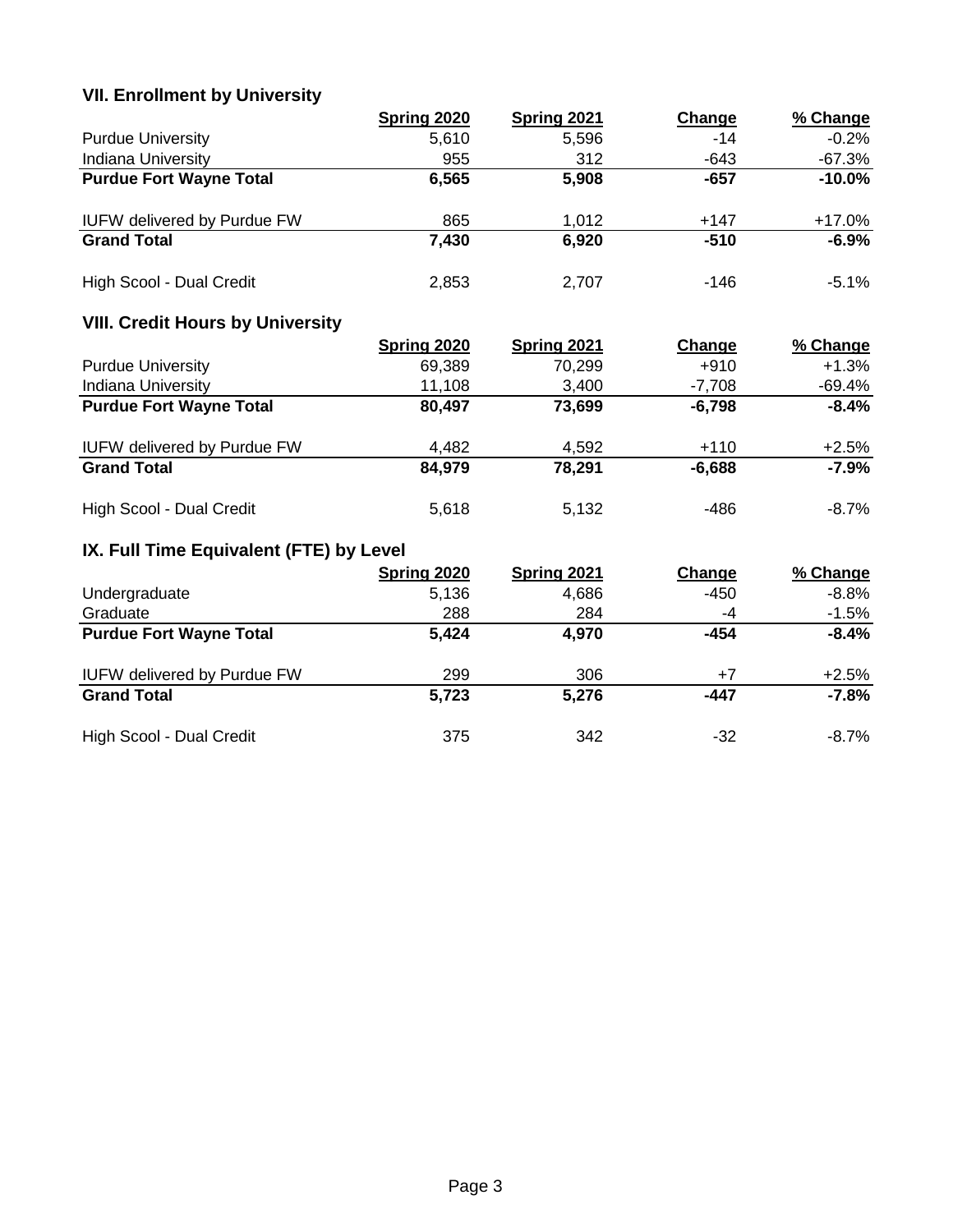## VII. Enrollment by University

| | Spring 2020 | Spring 2021 | Change | % Change |
|---|---|---|---|---|
| Purdue University | 5,610 | 5,596 | -14 | -0.2% |
| Indiana University | 955 | 312 | -643 | -67.3% |
| **Purdue Fort Wayne Total** | **6,565** | **5,908** | **-657** | **-10.0%** |
| IUFW delivered by Purdue FW | 865 | 1,012 | +147 | +17.0% |
| **Grand Total** | **7,430** | **6,920** | **-510** | **-6.9%** |
| High Scool - Dual Credit | 2,853 | 2,707 | -146 | -5.1% |

## VIII. Credit Hours by University

| | Spring 2020 | Spring 2021 | Change | % Change |
|---|---|---|---|---|
| Purdue University | 69,389 | 70,299 | +910 | +1.3% |
| Indiana University | 11,108 | 3,400 | -7,708 | -69.4% |
| **Purdue Fort Wayne Total** | **80,497** | **73,699** | **-6,798** | **-8.4%** |
| IUFW delivered by Purdue FW | 4,482 | 4,592 | +110 | +2.5% |
| **Grand Total** | **84,979** | **78,291** | **-6,688** | **-7.9%** |
| High Scool - Dual Credit | 5,618 | 5,132 | -486 | -8.7% |

## IX. Full Time Equivalent (FTE) by Level

| | Spring 2020 | Spring 2021 | Change | % Change |
|---|---|---|---|---|
| Undergraduate | 5,136 | 4,686 | -450 | -8.8% |
| Graduate | 288 | 284 | -4 | -1.5% |
| **Purdue Fort Wayne Total** | **5,424** | **4,970** | **-454** | **-8.4%** |
| IUFW delivered by Purdue FW | 299 | 306 | +7 | +2.5% |
| **Grand Total** | **5,723** | **5,276** | **-447** | **-7.8%** |
| High Scool - Dual Credit | 375 | 342 | -32 | -8.7% |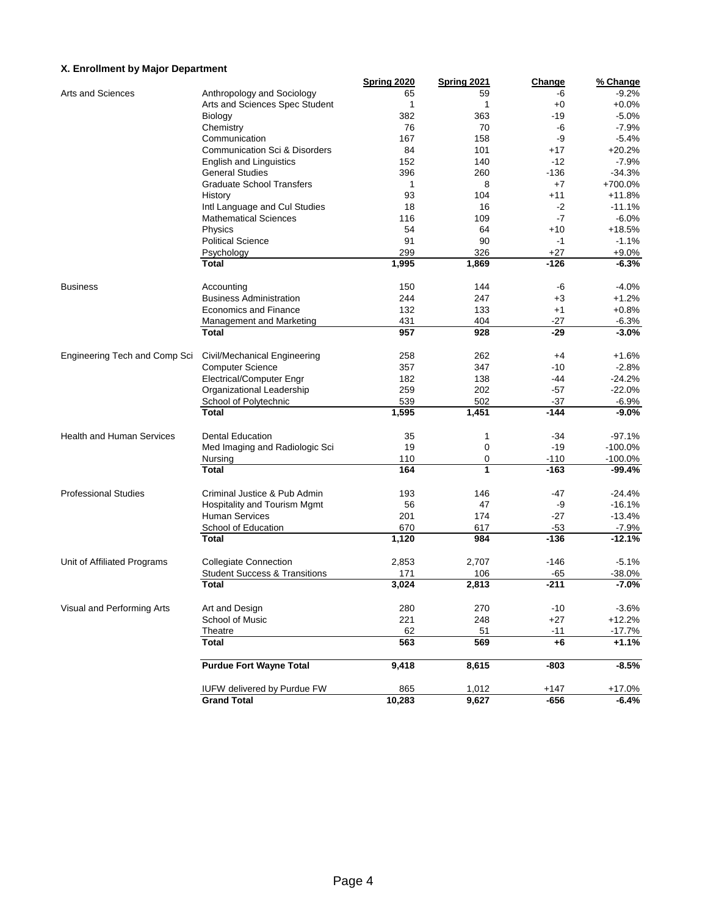### X. Enrollment by Major Department

| | | Spring 2020 | Spring 2021 | Change | % Change |
|---|---|---|---|---|---|
| Arts and Sciences | Anthropology and Sociology | 65 | 59 | -6 | -9.2% |
| | Arts and Sciences Spec Student | 1 | 1 | +0 | +0.0% |
| | Biology | 382 | 363 | -19 | -5.0% |
| | Chemistry | 76 | 70 | -6 | -7.9% |
| | Communication | 167 | 158 | -9 | -5.4% |
| | Communication Sci & Disorders | 84 | 101 | +17 | +20.2% |
| | English and Linguistics | 152 | 140 | -12 | -7.9% |
| | General Studies | 396 | 260 | -136 | -34.3% |
| | Graduate School Transfers | 1 | 8 | +7 | +700.0% |
| | History | 93 | 104 | +11 | +11.8% |
| | Intl Language and Cul Studies | 18 | 16 | -2 | -11.1% |
| | Mathematical Sciences | 116 | 109 | -7 | -6.0% |
| | Physics | 54 | 64 | +10 | +18.5% |
| | Political Science | 91 | 90 | -1 | -1.1% |
| | Psychology | 299 | 326 | +27 | +9.0% |
| | **Total** | **1,995** | **1,869** | **-126** | **-6.3%** |
| Business | Accounting | 150 | 144 | -6 | -4.0% |
| | Business Administration | 244 | 247 | +3 | +1.2% |
| | Economics and Finance | 132 | 133 | +1 | +0.8% |
| | Management and Marketing | 431 | 404 | -27 | -6.3% |
| | **Total** | **957** | **928** | **-29** | **-3.0%** |
| Engineering Tech and Comp Sci | Civil/Mechanical Engineering | 258 | 262 | +4 | +1.6% |
| | Computer Science | 357 | 347 | -10 | -2.8% |
| | Electrical/Computer Engr | 182 | 138 | -44 | -24.2% |
| | Organizational Leadership | 259 | 202 | -57 | -22.0% |
| | School of Polytechnic | 539 | 502 | -37 | -6.9% |
| | **Total** | **1,595** | **1,451** | **-144** | **-9.0%** |
| Health and Human Services | Dental Education | 35 | 1 | -34 | -97.1% |
| | Med Imaging and Radiologic Sci | 19 | 0 | -19 | -100.0% |
| | Nursing | 110 | 0 | -110 | -100.0% |
| | **Total** | **164** | **1** | **-163** | **-99.4%** |
| Professional Studies | Criminal Justice & Pub Admin | 193 | 146 | -47 | -24.4% |
| | Hospitality and Tourism Mgmt | 56 | 47 | -9 | -16.1% |
| | Human Services | 201 | 174 | -27 | -13.4% |
| | School of Education | 670 | 617 | -53 | -7.9% |
| | **Total** | **1,120** | **984** | **-136** | **-12.1%** |
| Unit of Affiliated Programs | Collegiate Connection | 2,853 | 2,707 | -146 | -5.1% |
| | Student Success & Transitions | 171 | 106 | -65 | -38.0% |
| | **Total** | **3,024** | **2,813** | **-211** | **-7.0%** |
| Visual and Performing Arts | Art and Design | 280 | 270 | -10 | -3.6% |
| | School of Music | 221 | 248 | +27 | +12.2% |
| | Theatre | 62 | 51 | -11 | -17.7% |
| | **Total** | **563** | **569** | **+6** | **+1.1%** |
| | **Purdue Fort Wayne Total** | **9,418** | **8,615** | **-803** | **-8.5%** |
| | IUFW delivered by Purdue FW | 865 | 1,012 | +147 | +17.0% |
| | **Grand Total** | **10,283** | **9,627** | **-656** | **-6.4%** |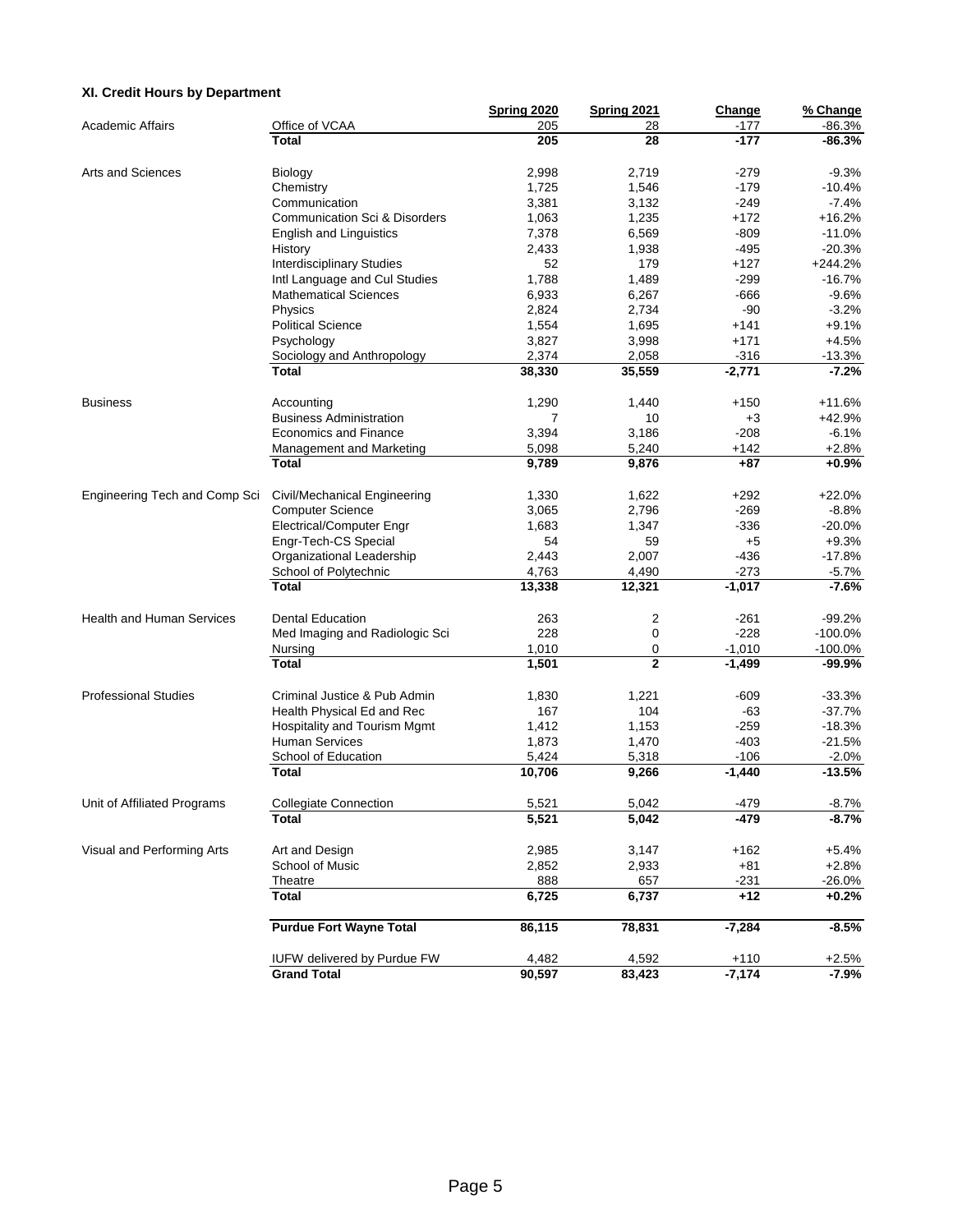### XI. Credit Hours by Department

| | | Spring 2020 | Spring 2021 | Change | % Change |
|---|---|---|---|---|---|
| Academic Affairs | Office of VCAA | 205 | 28 | -177 | -86.3% |
| | **Total** | **205** | **28** | **-177** | **-86.3%** |
| Arts and Sciences | Biology | 2,998 | 2,719 | -279 | -9.3% |
| | Chemistry | 1,725 | 1,546 | -179 | -10.4% |
| | Communication | 3,381 | 3,132 | -249 | -7.4% |
| | Communication Sci & Disorders | 1,063 | 1,235 | +172 | +16.2% |
| | English and Linguistics | 7,378 | 6,569 | -809 | -11.0% |
| | History | 2,433 | 1,938 | -495 | -20.3% |
| | Interdisciplinary Studies | 52 | 179 | +127 | +244.2% |
| | Intl Language and Cul Studies | 1,788 | 1,489 | -299 | -16.7% |
| | Mathematical Sciences | 6,933 | 6,267 | -666 | -9.6% |
| | Physics | 2,824 | 2,734 | -90 | -3.2% |
| | Political Science | 1,554 | 1,695 | +141 | +9.1% |
| | Psychology | 3,827 | 3,998 | +171 | +4.5% |
| | Sociology and Anthropology | 2,374 | 2,058 | -316 | -13.3% |
| | **Total** | **38,330** | **35,559** | **-2,771** | **-7.2%** |
| Business | Accounting | 1,290 | 1,440 | +150 | +11.6% |
| | Business Administration | 7 | 10 | +3 | +42.9% |
| | Economics and Finance | 3,394 | 3,186 | -208 | -6.1% |
| | Management and Marketing | 5,098 | 5,240 | +142 | +2.8% |
| | **Total** | **9,789** | **9,876** | **+87** | **+0.9%** |
| Engineering Tech and Comp Sci | Civil/Mechanical Engineering | 1,330 | 1,622 | +292 | +22.0% |
| | Computer Science | 3,065 | 2,796 | -269 | -8.8% |
| | Electrical/Computer Engr | 1,683 | 1,347 | -336 | -20.0% |
| | Engr-Tech-CS Special | 54 | 59 | +5 | +9.3% |
| | Organizational Leadership | 2,443 | 2,007 | -436 | -17.8% |
| | School of Polytechnic | 4,763 | 4,490 | -273 | -5.7% |
| | **Total** | **13,338** | **12,321** | **-1,017** | **-7.6%** |
| Health and Human Services | Dental Education | 263 | 2 | -261 | -99.2% |
| | Med Imaging and Radiologic Sci | 228 | 0 | -228 | -100.0% |
| | Nursing | 1,010 | 0 | -1,010 | -100.0% |
| | **Total** | **1,501** | **2** | **-1,499** | **-99.9%** |
| Professional Studies | Criminal Justice & Pub Admin | 1,830 | 1,221 | -609 | -33.3% |
| | Health Physical Ed and Rec | 167 | 104 | -63 | -37.7% |
| | Hospitality and Tourism Mgmt | 1,412 | 1,153 | -259 | -18.3% |
| | Human Services | 1,873 | 1,470 | -403 | -21.5% |
| | School of Education | 5,424 | 5,318 | -106 | -2.0% |
| | **Total** | **10,706** | **9,266** | **-1,440** | **-13.5%** |
| Unit of Affiliated Programs | Collegiate Connection | 5,521 | 5,042 | -479 | -8.7% |
| | **Total** | **5,521** | **5,042** | **-479** | **-8.7%** |
| Visual and Performing Arts | Art and Design | 2,985 | 3,147 | +162 | +5.4% |
| | School of Music | 2,852 | 2,933 | +81 | +2.8% |
| | Theatre | 888 | 657 | -231 | -26.0% |
| | **Total** | **6,725** | **6,737** | **+12** | **+0.2%** |
| | **Purdue Fort Wayne Total** | **86,115** | **78,831** | **-7,284** | **-8.5%** |
| | IUFW delivered by Purdue FW | 4,482 | 4,592 | +110 | +2.5% |
| | **Grand Total** | **90,597** | **83,423** | **-7,174** | **-7.9%** |